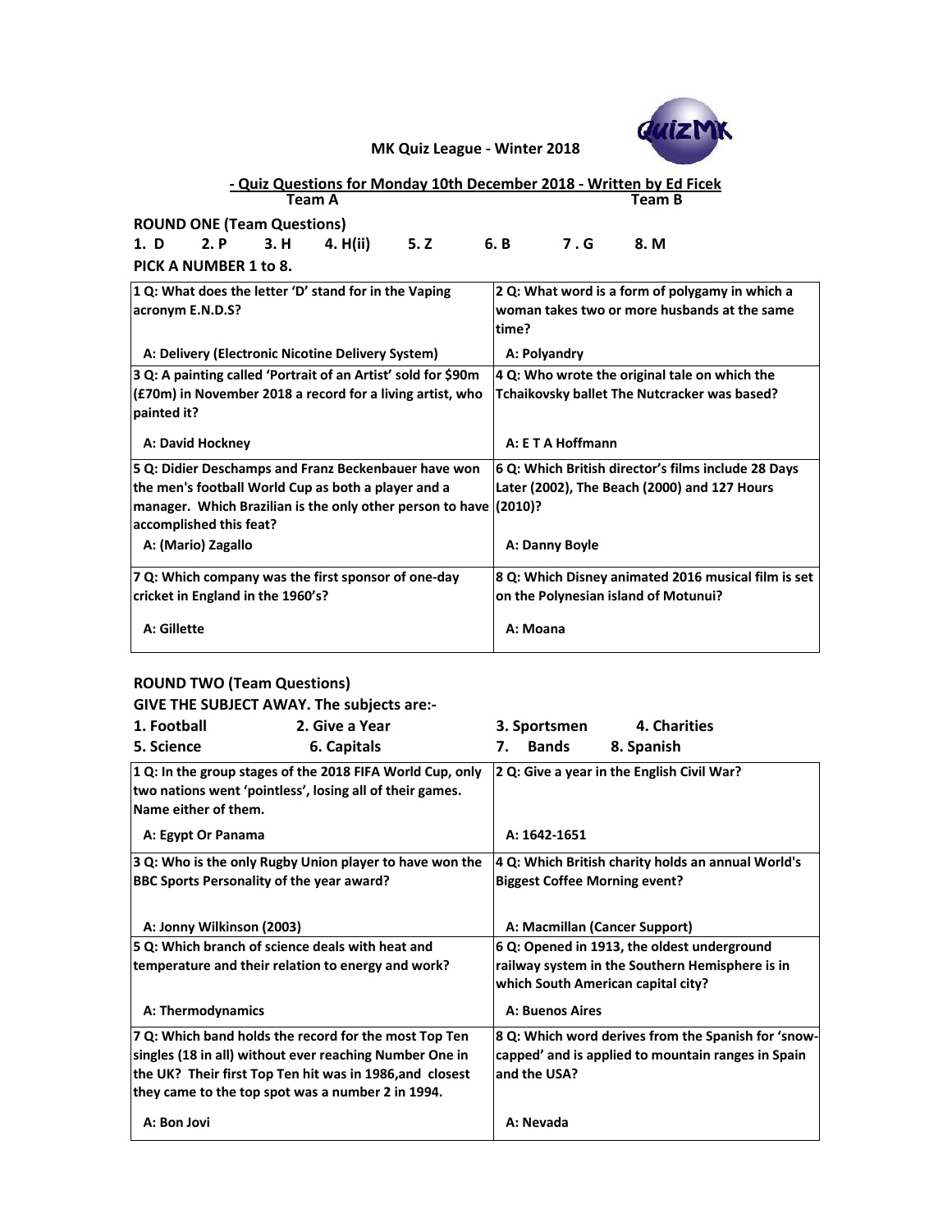**MK Quiz League - Winter 2018**

**- Quiz Questions for Monday 10th December 2018 - Written by Ed Ficek**

**Team A** **Team B**

**ROUND ONE (Team Questions)**

**1. D 2. P 3. H 4. H(ii) 5. Z 6. B 7 . G 8. M**

**PICK A NUMBER 1 to 8.**

| | |
|---|---|
| **1 Q: What does the letter 'D' stand for in the Vaping acronym E.N.D.S?**<br><br>**A: Delivery (Electronic Nicotine Delivery System)** | **2 Q: What word is a form of polygamy in which a woman takes two or more husbands at the same time?**<br><br>**A: Polyandry** |
| **3 Q: A painting called 'Portrait of an Artist' sold for $90m (£70m) in November 2018 a record for a living artist, who painted it?**<br><br>**A: David Hockney** | **4 Q: Who wrote the original tale on which the Tchaikovsky ballet The Nutcracker was based?**<br><br>**A: E T A Hoffmann** |
| **5 Q: Didier Deschamps and Franz Beckenbauer have won the men's football World Cup as both a player and a manager. Which Brazilian is the only other person to have accomplished this feat?**<br><br>**A: (Mario) Zagallo** | **6 Q: Which British director's films include 28 Days Later (2002), The Beach (2000) and 127 Hours (2010)?**<br><br>**A: Danny Boyle** |
| **7 Q: Which company was the first sponsor of one-day cricket in England in the 1960's?**<br><br>**A: Gillette** | **8 Q: Which Disney animated 2016 musical film is set on the Polynesian island of Motunui?**<br><br>**A: Moana** |

**ROUND TWO (Team Questions)**

**GIVE THE SUBJECT AWAY. The subjects are:-**

**1. Football 2. Give a Year 3. Sportsmen 4. Charities**
**5. Science 6. Capitals 7. Bands 8. Spanish**

| | |
|---|---|
| **1 Q: In the group stages of the 2018 FIFA World Cup, only two nations went 'pointless', losing all of their games. Name either of them.**<br><br>**A: Egypt Or Panama** | **2 Q: Give a year in the English Civil War?**<br><br>**A: 1642-1651** |
| **3 Q: Who is the only Rugby Union player to have won the BBC Sports Personality of the year award?**<br><br>**A: Jonny Wilkinson (2003)** | **4 Q: Which British charity holds an annual World's Biggest Coffee Morning event?**<br><br>**A: Macmillan (Cancer Support)** |
| **5 Q: Which branch of science deals with heat and temperature and their relation to energy and work?**<br><br>**A: Thermodynamics** | **6 Q: Opened in 1913, the oldest underground railway system in the Southern Hemisphere is in which South American capital city?**<br><br>**A: Buenos Aires** |
| **7 Q: Which band holds the record for the most Top Ten singles (18 in all) without ever reaching Number One in the UK? Their first Top Ten hit was in 1986,and closest they came to the top spot was a number 2 in 1994.**<br><br>**A: Bon Jovi** | **8 Q: Which word derives from the Spanish for 'snow-capped' and is applied to mountain ranges in Spain and the USA?**<br><br>**A: Nevada** |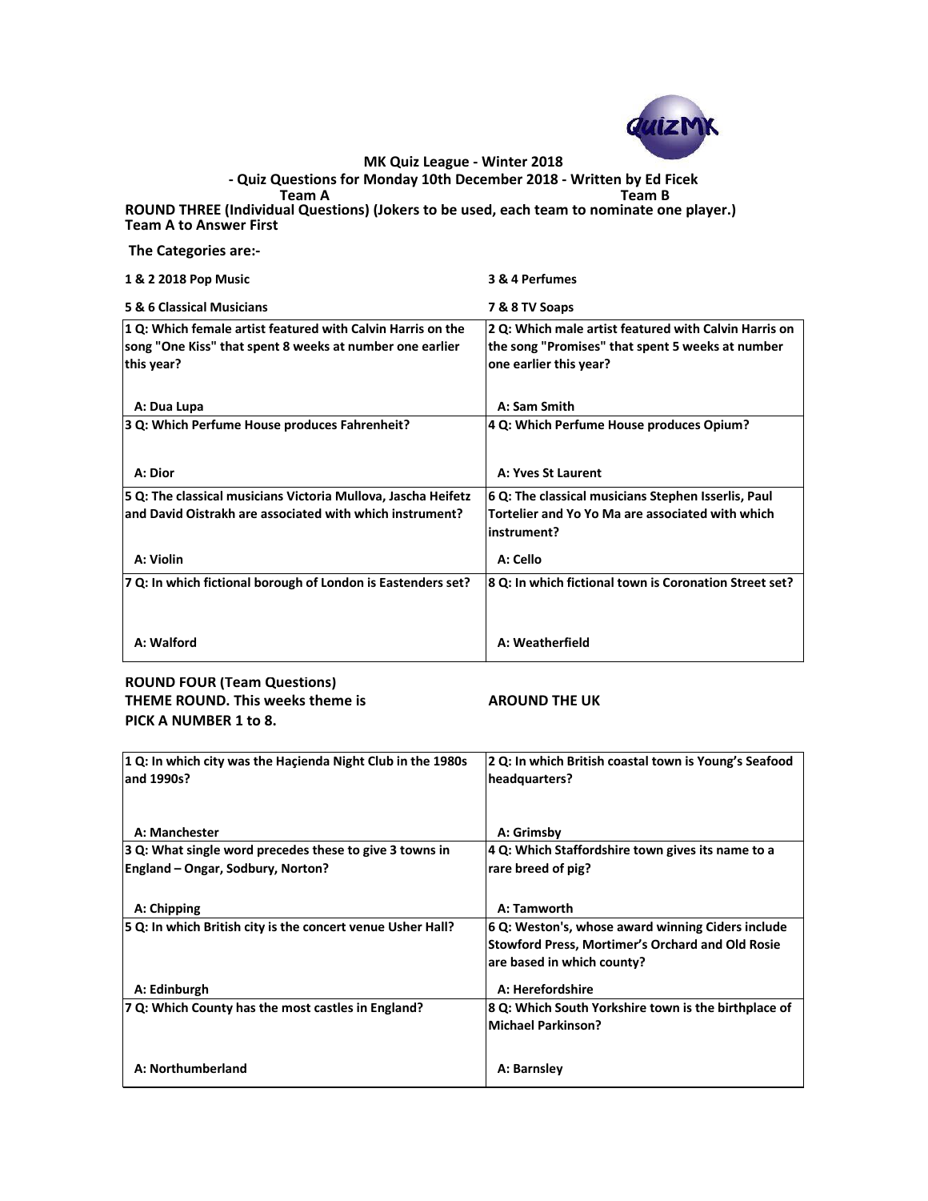**MK Quiz League - Winter 2018**

**- Quiz Questions for Monday 10th December 2018 - Written by Ed Ficek**

**Team A** **Team B**

**ROUND THREE (Individual Questions) (Jokers to be used, each team to nominate one player.)**
**Team A to Answer First**

**The Categories are:-**

| | |
|---|---|
| **1 & 2 2018 Pop Music** | **3 & 4 Perfumes** |
| **5 & 6 Classical Musicians** | **7 & 8 TV Soaps** |

| | |
|---|---|
| **1 Q: Which female artist featured with Calvin Harris on the song "One Kiss" that spent 8 weeks at number one earlier this year?**<br><br>**A: Dua Lupa** | **2 Q: Which male artist featured with Calvin Harris on the song "Promises" that spent 5 weeks at number one earlier this year?**<br><br>**A: Sam Smith** |
| **3 Q: Which Perfume House produces Fahrenheit?**<br><br>**A: Dior** | **4 Q: Which Perfume House produces Opium?**<br><br>**A: Yves St Laurent** |
| **5 Q: The classical musicians Victoria Mullova, Jascha Heifetz and David Oistrakh are associated with which instrument?**<br><br>**A: Violin** | **6 Q: The classical musicians Stephen Isserlis, Paul Tortelier and Yo Yo Ma are associated with which instrument?**<br><br>**A: Cello** |
| **7 Q: In which fictional borough of London is Eastenders set?**<br><br>**A: Walford** | **8 Q: In which fictional town is Coronation Street set?**<br><br>**A: Weatherfield** |

**ROUND FOUR (Team Questions)**
**THEME ROUND. This weeks theme is** **AROUND THE UK**
**PICK A NUMBER 1 to 8.**

| | |
|---|---|
| **1 Q: In which city was the Haçienda Night Club in the 1980s and 1990s?**<br><br>**A: Manchester** | **2 Q: In which British coastal town is Young's Seafood headquarters?**<br><br>**A: Grimsby** |
| **3 Q: What single word precedes these to give 3 towns in England – Ongar, Sodbury, Norton?**<br><br>**A: Chipping** | **4 Q: Which Staffordshire town gives its name to a rare breed of pig?**<br><br>**A: Tamworth** |
| **5 Q: In which British city is the concert venue Usher Hall?**<br><br>**A: Edinburgh** | **6 Q: Weston's, whose award winning Ciders include Stowford Press, Mortimer's Orchard and Old Rosie are based in which county?**<br><br>**A: Herefordshire** |
| **7 Q: Which County has the most castles in England?**<br><br>**A: Northumberland** | **8 Q: Which South Yorkshire town is the birthplace of Michael Parkinson?**<br><br>**A: Barnsley** |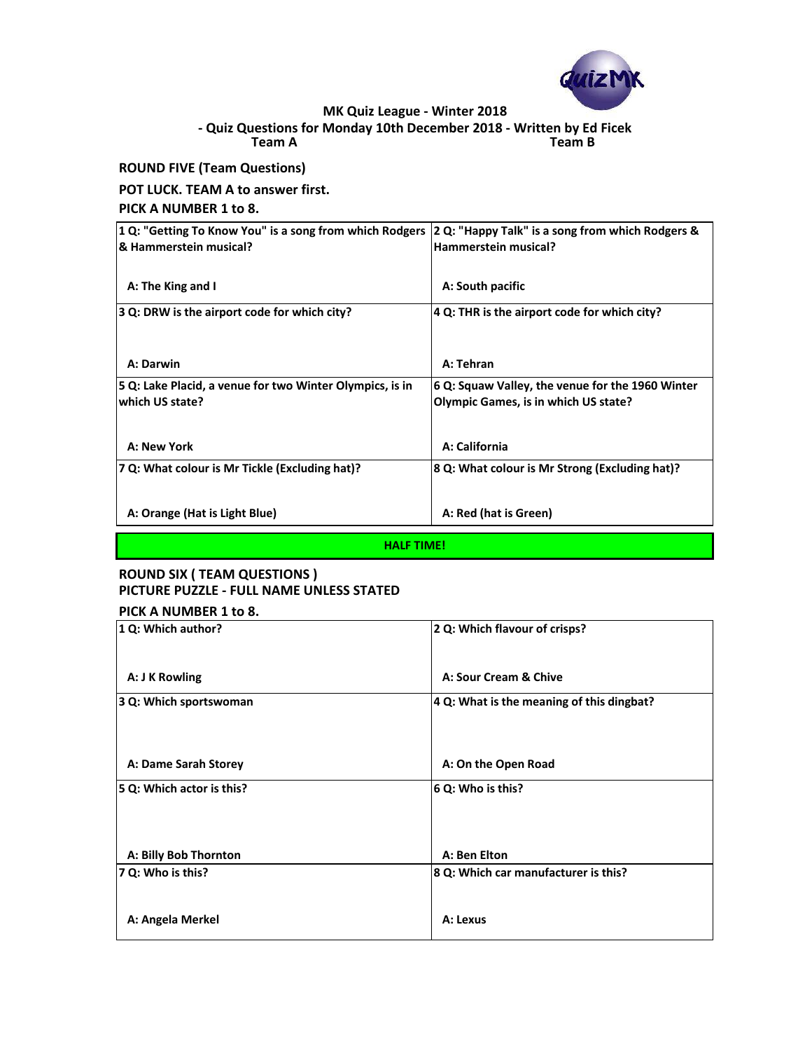MK Quiz League - Winter 2018

- Quiz Questions for Monday 10th December 2018 - Written by Ed Ficek

Team A | Team B

**ROUND FIVE (Team Questions)**

**POT LUCK. TEAM A to answer first.**

**PICK A NUMBER 1 to 8.**

| | |
|---|---|
| 1 Q: "Getting To Know You" is a song from which Rodgers & Hammerstein musical?<br><br>A: The King and I | 2 Q: "Happy Talk" is a song from which Rodgers & Hammerstein musical?<br><br>A: South pacific |
| 3 Q: DRW is the airport code for which city?<br><br>A: Darwin | 4 Q: THR is the airport code for which city?<br><br>A: Tehran |
| 5 Q: Lake Placid, a venue for two Winter Olympics, is in which US state?<br><br>A: New York | 6 Q: Squaw Valley, the venue for the 1960 Winter Olympic Games, is in which US state?<br><br>A: California |
| 7 Q: What colour is Mr Tickle (Excluding hat)?<br><br>A: Orange (Hat is Light Blue) | 8 Q: What colour is Mr Strong (Excluding hat)?<br><br>A: Red (hat is Green) |

**HALF TIME!**

**ROUND SIX ( TEAM QUESTIONS )**

**PICTURE PUZZLE - FULL NAME UNLESS STATED**

**PICK A NUMBER 1 to 8.**

| | |
|---|---|
| 1 Q: Which author?<br><br>A: J K Rowling | 2 Q: Which flavour of crisps?<br><br>A: Sour Cream & Chive |
| 3 Q: Which sportswoman<br><br>A: Dame Sarah Storey | 4 Q: What is the meaning of this dingbat?<br><br>A: On the Open Road |
| 5 Q: Which actor is this?<br><br>A: Billy Bob Thornton | 6 Q: Who is this?<br><br>A: Ben Elton |
| 7 Q: Who is this?<br><br>A: Angela Merkel | 8 Q: Which car manufacturer is this?<br><br>A: Lexus |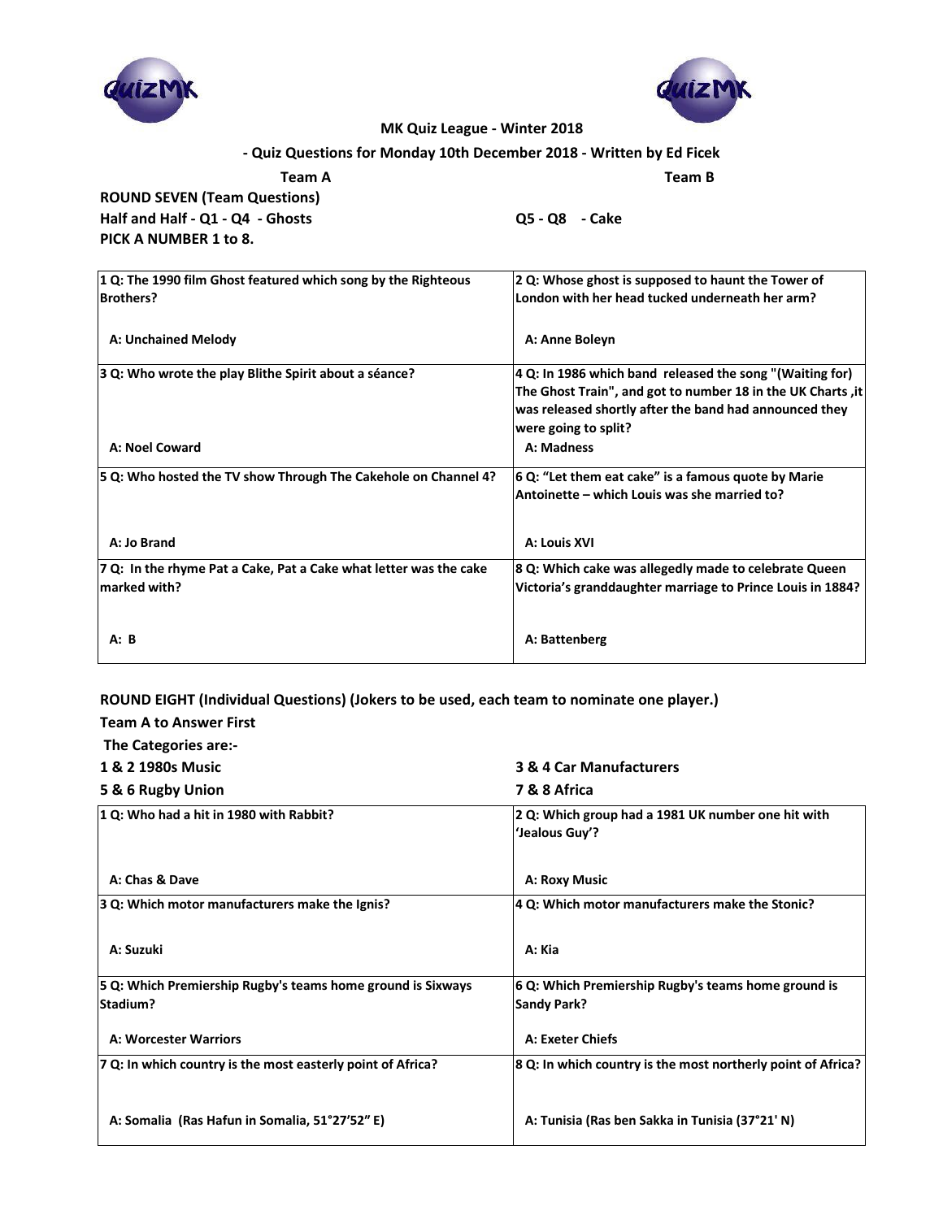MK Quiz League - Winter 2018

- Quiz Questions for Monday 10th December 2018 - Written by Ed Ficek

**Team A** **Team B**

**ROUND SEVEN (Team Questions)**

**Half and Half - Q1 - Q4 - Ghosts** **Q5 - Q8 - Cake**

**PICK A NUMBER 1 to 8.**

| | |
|---|---|
| **1 Q: The 1990 film Ghost featured which song by the Righteous Brothers?**<br><br>**A: Unchained Melody** | **2 Q: Whose ghost is supposed to haunt the Tower of London with her head tucked underneath her arm?**<br><br>**A: Anne Boleyn** |
| **3 Q: Who wrote the play Blithe Spirit about a séance?**<br><br>**A: Noel Coward** | **4 Q: In 1986 which band released the song "(Waiting for) The Ghost Train", and got to number 18 in the UK Charts ,it was released shortly after the band had announced they were going to split?**<br><br>**A: Madness** |
| **5 Q: Who hosted the TV show Through The Cakehole on Channel 4?**<br><br>**A: Jo Brand** | **6 Q: "Let them eat cake" is a famous quote by Marie Antoinette – which Louis was she married to?**<br><br>**A: Louis XVI** |
| **7 Q: In the rhyme Pat a Cake, Pat a Cake what letter was the cake marked with?**<br><br>**A: B** | **8 Q: Which cake was allegedly made to celebrate Queen Victoria's granddaughter marriage to Prince Louis in 1884?**<br><br>**A: Battenberg** |

**ROUND EIGHT (Individual Questions) (Jokers to be used, each team to nominate one player.)**

**Team A to Answer First**

**The Categories are:-**

**1 & 2 1980s Music** **3 & 4 Car Manufacturers**

**5 & 6 Rugby Union** **7 & 8 Africa**

| | |
|---|---|
| **1 Q: Who had a hit in 1980 with Rabbit?**<br><br>**A: Chas & Dave** | **2 Q: Which group had a 1981 UK number one hit with 'Jealous Guy'?**<br><br>**A: Roxy Music** |
| **3 Q: Which motor manufacturers make the Ignis?**<br><br>**A: Suzuki** | **4 Q: Which motor manufacturers make the Stonic?**<br><br>**A: Kia** |
| **5 Q: Which Premiership Rugby's teams home ground is Sixways Stadium?**<br><br>**A: Worcester Warriors** | **6 Q: Which Premiership Rugby's teams home ground is Sandy Park?**<br><br>**A: Exeter Chiefs** |
| **7 Q: In which country is the most easterly point of Africa?**<br><br>**A: Somalia (Ras Hafun in Somalia, 51°27′52″ E)** | **8 Q: In which country is the most northerly point of Africa?**<br><br>**A: Tunisia (Ras ben Sakka in Tunisia (37°21' N)** |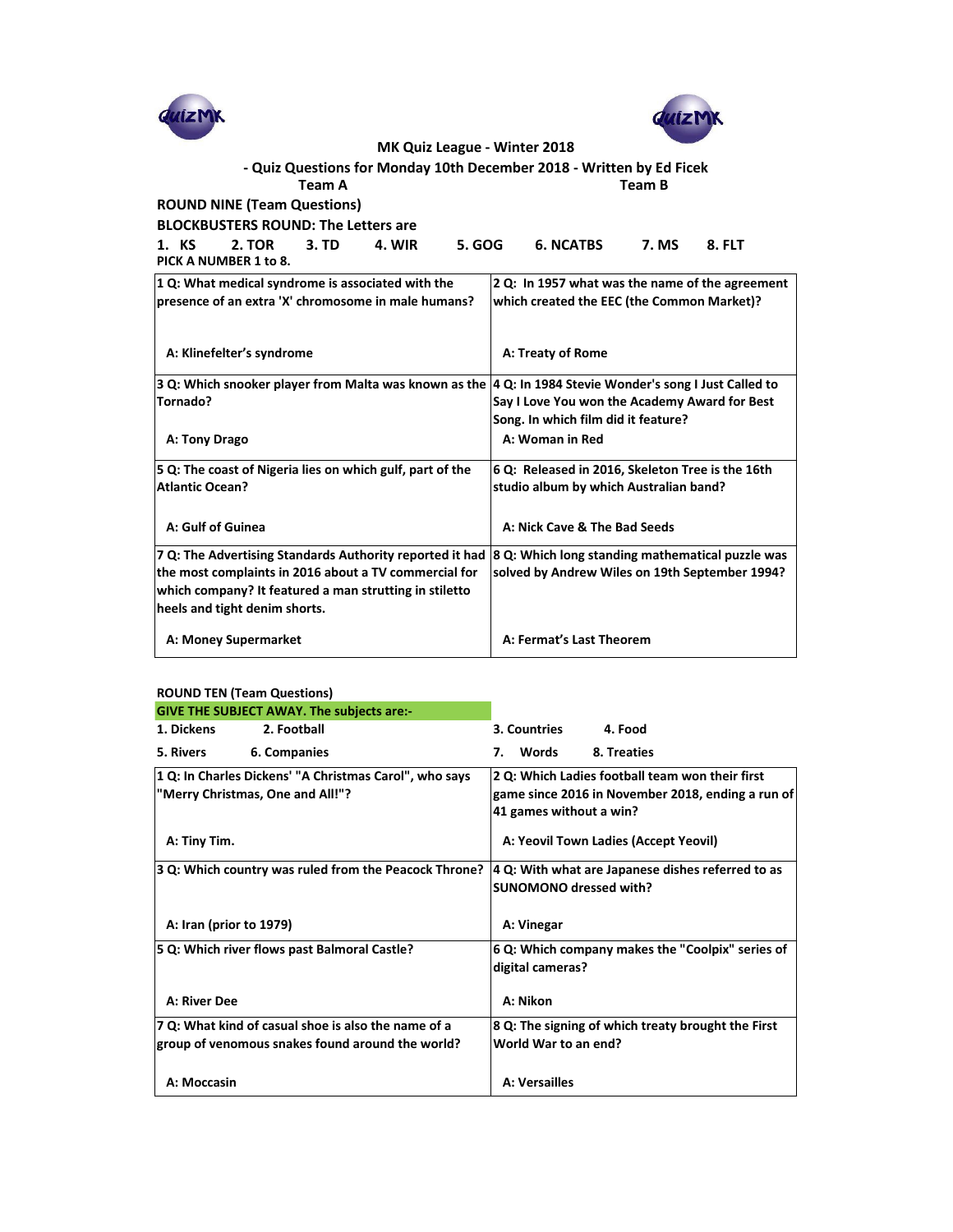**MK Quiz League - Winter 2018**

**- Quiz Questions for Monday 10th December 2018 - Written by Ed Ficek**

| Team A | Team B |
|---|---|

## ROUND NINE (Team Questions)

**BLOCKBUSTERS ROUND: The Letters are**

**1. KS 2. TOR 3. TD 4. WIR 5. GOG 6. NCATBS 7. MS 8. FLT**

**PICK A NUMBER 1 to 8.**

| | |
|---|---|
| **1 Q: What medical syndrome is associated with the presence of an extra 'X' chromosome in male humans?**<br><br>**A: Klinefelter's syndrome** | **2 Q: In 1957 what was the name of the agreement which created the EEC (the Common Market)?**<br><br>**A: Treaty of Rome** |
| **3 Q: Which snooker player from Malta was known as the Tornado?**<br><br>**A: Tony Drago** | **4 Q: In 1984 Stevie Wonder's song I Just Called to Say I Love You won the Academy Award for Best Song. In which film did it feature?**<br><br>**A: Woman in Red** |
| **5 Q: The coast of Nigeria lies on which gulf, part of the Atlantic Ocean?**<br><br>**A: Gulf of Guinea** | **6 Q: Released in 2016, Skeleton Tree is the 16th studio album by which Australian band?**<br><br>**A: Nick Cave & The Bad Seeds** |
| **7 Q: The Advertising Standards Authority reported it had the most complaints in 2016 about a TV commercial for which company? It featured a man strutting in stiletto heels and tight denim shorts.**<br><br>**A: Money Supermarket** | **8 Q: Which long standing mathematical puzzle was solved by Andrew Wiles on 19th September 1994?**<br><br>**A: Fermat's Last Theorem** |

## ROUND TEN (Team Questions)

**GIVE THE SUBJECT AWAY. The subjects are:-**

**1. Dickens 2. Football 3. Countries 4. Food**

**5. Rivers 6. Companies 7. Words 8. Treaties**

| | |
|---|---|
| **1 Q: In Charles Dickens' "A Christmas Carol", who says "Merry Christmas, One and All!"?**<br><br>**A: Tiny Tim.** | **2 Q: Which Ladies football team won their first game since 2016 in November 2018, ending a run of 41 games without a win?**<br><br>**A: Yeovil Town Ladies (Accept Yeovil)** |
| **3 Q: Which country was ruled from the Peacock Throne?**<br><br>**A: Iran (prior to 1979)** | **4 Q: With what are Japanese dishes referred to as SUNOMONO dressed with?**<br><br>**A: Vinegar** |
| **5 Q: Which river flows past Balmoral Castle?**<br><br>**A: River Dee** | **6 Q: Which company makes the "Coolpix" series of digital cameras?**<br><br>**A: Nikon** |
| **7 Q: What kind of casual shoe is also the name of a group of venomous snakes found around the world?**<br><br>**A: Moccasin** | **8 Q: The signing of which treaty brought the First World War to an end?**<br><br>**A: Versailles** |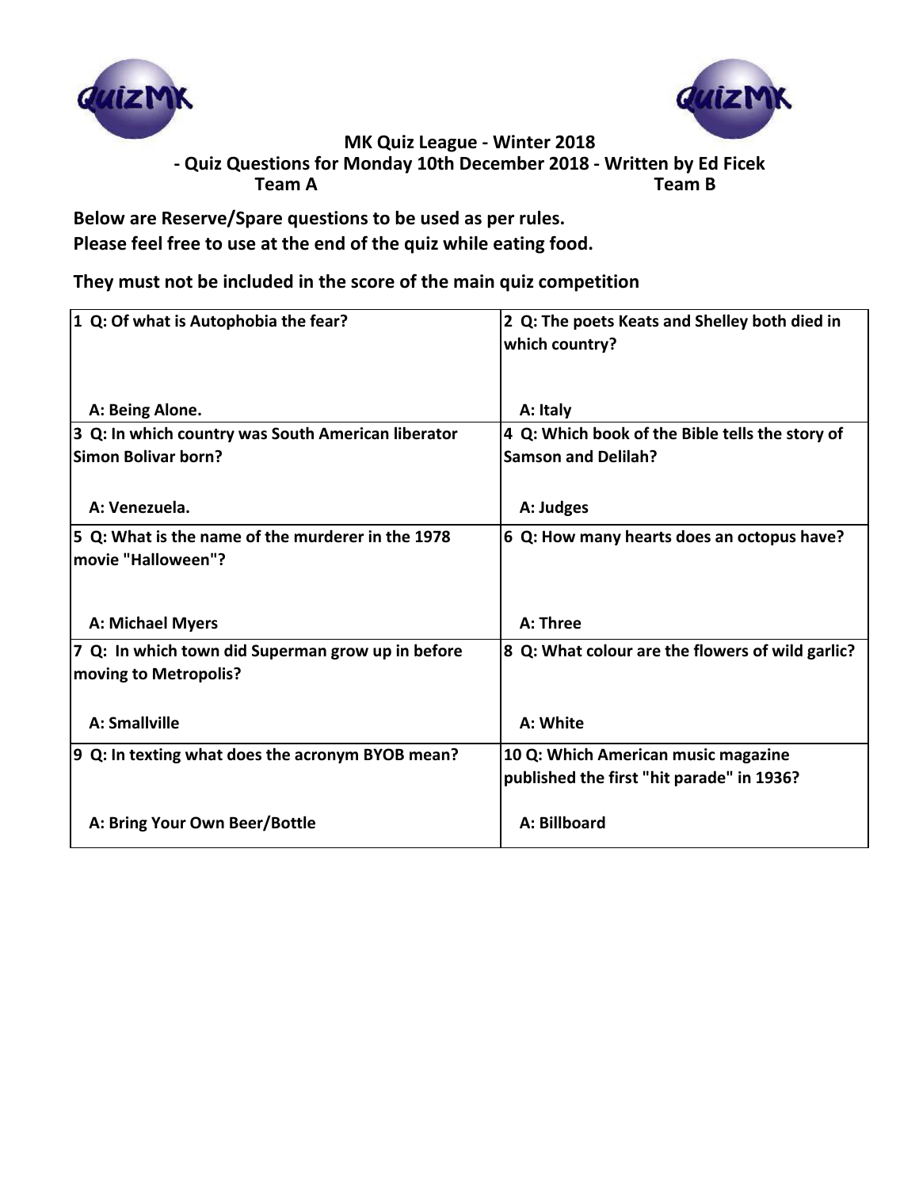**MK Quiz League - Winter 2018**
**- Quiz Questions for Monday 10th December 2018 - Written by Ed Ficek**
**Team A** **Team B**

**Below are Reserve/Spare questions to be used as per rules.**
**Please feel free to use at the end of the quiz while eating food.**

**They must not be included in the score of the main quiz competition**

| | |
|---|---|
| **1 Q: Of what is Autophobia the fear?**<br><br>**A: Being Alone.** | **2 Q: The poets Keats and Shelley both died in which country?**<br><br>**A: Italy** |
| **3 Q: In which country was South American liberator Simon Bolivar born?**<br><br>**A: Venezuela.** | **4 Q: Which book of the Bible tells the story of Samson and Delilah?**<br><br>**A: Judges** |
| **5 Q: What is the name of the murderer in the 1978 movie "Halloween"?**<br><br>**A: Michael Myers** | **6 Q: How many hearts does an octopus have?**<br><br>**A: Three** |
| **7 Q: In which town did Superman grow up in before moving to Metropolis?**<br><br>**A: Smallville** | **8 Q: What colour are the flowers of wild garlic?**<br><br>**A: White** |
| **9 Q: In texting what does the acronym BYOB mean?**<br><br>**A: Bring Your Own Beer/Bottle** | **10 Q: Which American music magazine published the first "hit parade" in 1936?**<br><br>**A: Billboard** |